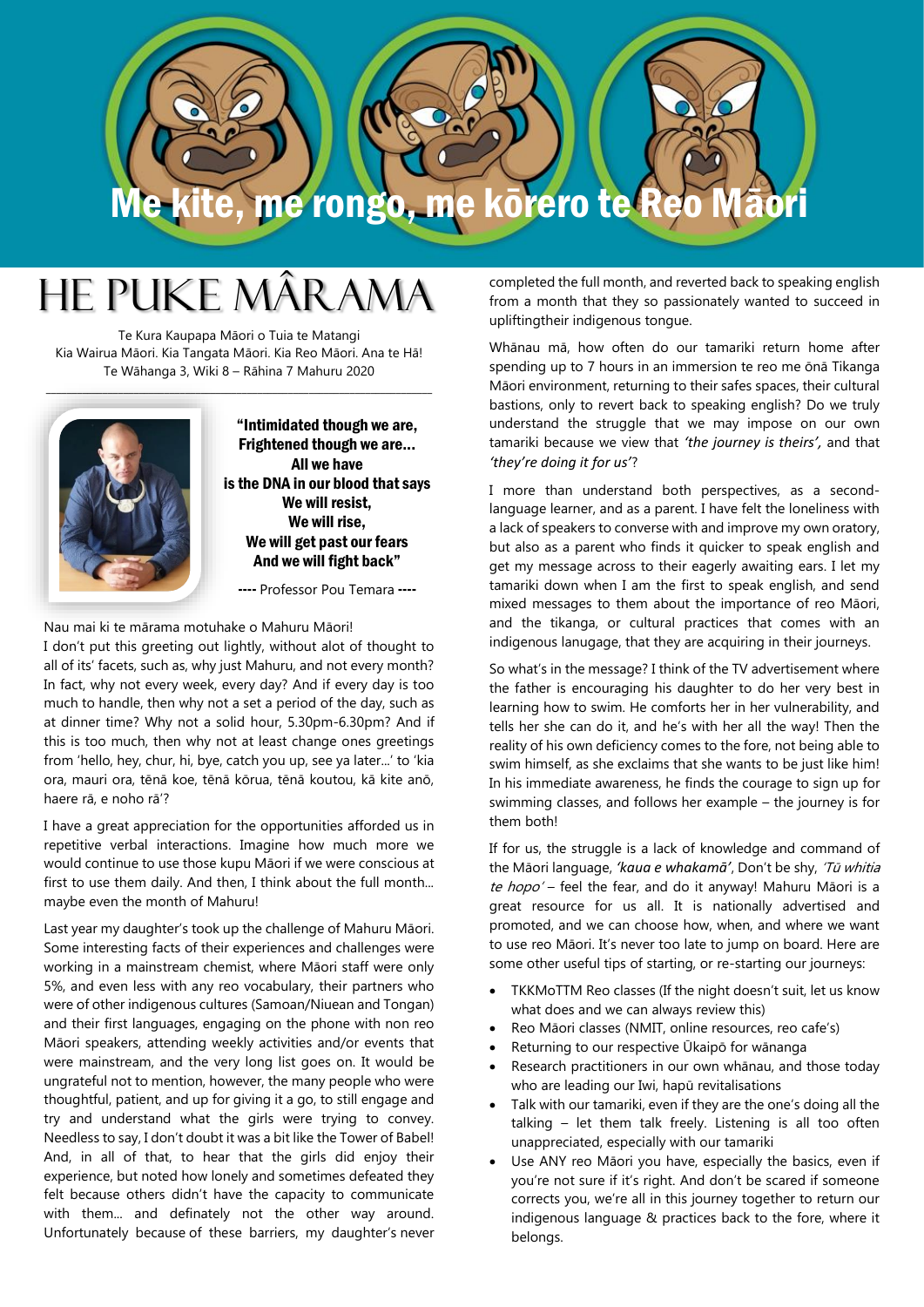# Me kite, me rongo, me kōrero te Reo Māori

# HE PUKE MÂRAMA

Te Kura Kaupapa Māori o Tuia te Matangi
Kia Wairua Māori. Kia Tangata Māori. Kia Reo Māori. Ana te Hā!
Te Wāhanga 3, Wiki 8 – Rāhina 7 Mahuru 2020

**"Intimidated though we are,
Frightened though we are…
All we have
is the DNA in our blood that says
We will resist,
We will rise,
We will get past our fears
And we will fight back"**

**----** Professor Pou Temara **----**

Nau mai ki te mārama motuhake o Mahuru Māori!
I don't put this greeting out lightly, without alot of thought to all of its' facets, such as, why just Mahuru, and not every month? In fact, why not every week, every day? And if every day is too much to handle, then why not a set a period of the day, such as at dinner time? Why not a solid hour, 5.30pm-6.30pm? And if this is too much, then why not at least change ones greetings from 'hello, hey, chur, hi, bye, catch you up, see ya later…' to 'kia ora, mauri ora, tēnā koe, tēnā kōrua, tēnā koutou, kā kite anō, haere rā, e noho rā'?

I have a great appreciation for the opportunities afforded us in repetitive verbal interactions. Imagine how much more we would continue to use those kupu Māori if we were conscious at first to use them daily. And then, I think about the full month… maybe even the month of Mahuru!

Last year my daughter's took up the challenge of Mahuru Māori. Some interesting facts of their experiences and challenges were working in a mainstream chemist, where Māori staff were only 5%, and even less with any reo vocabulary, their partners who were of other indigenous cultures (Samoan/Niuean and Tongan) and their first languages, engaging on the phone with non reo Māori speakers, attending weekly activities and/or events that were mainstream, and the very long list goes on. It would be ungrateful not to mention, however, the many people who were thoughtful, patient, and up for giving it a go, to still engage and try and understand what the girls were trying to convey. Needless to say, I don't doubt it was a bit like the Tower of Babel! And, in all of that, to hear that the girls did enjoy their experience, but noted how lonely and sometimes defeated they felt because others didn't have the capacity to communicate with them… and definately not the other way around. Unfortunately because of these barriers, my daughter's never completed the full month, and reverted back to speaking english from a month that they so passionately wanted to succeed in upliftingtheir indigenous tongue.

Whānau mā, how often do our tamariki return home after spending up to 7 hours in an immersion te reo me ōnā Tikanga Māori environment, returning to their safes spaces, their cultural bastions, only to revert back to speaking english? Do we truly understand the struggle that we may impose on our own tamariki because we view that *'the journey is theirs',* and that *'they're doing it for us'*?

I more than understand both perspectives, as a second-language learner, and as a parent. I have felt the loneliness with a lack of speakers to converse with and improve my own oratory, but also as a parent who finds it quicker to speak english and get my message across to their eagerly awaiting ears. I let my tamariki down when I am the first to speak english, and send mixed messages to them about the importance of reo Māori, and the tikanga, or cultural practices that comes with an indigenous lanugage, that they are acquiring in their journeys.

So what's in the message? I think of the TV advertisement where the father is encouraging his daughter to do her very best in learning how to swim. He comforts her in her vulnerability, and tells her she can do it, and he's with her all the way! Then the reality of his own deficiency comes to the fore, not being able to swim himself, as she exclaims that she wants to be just like him! In his immediate awareness, he finds the courage to sign up for swimming classes, and follows her example – the journey is for them both!

If for us, the struggle is a lack of knowledge and command of the Māori language, ***'kaua e whakamā'***, Don't be shy, *'Tū whitia te hopo'* – feel the fear, and do it anyway! Mahuru Māori is a great resource for us all. It is nationally advertised and promoted, and we can choose how, when, and where we want to use reo Māori. It's never too late to jump on board. Here are some other useful tips of starting, or re-starting our journeys:

- TKKMoTTM Reo classes (If the night doesn't suit, let us know what does and we can always review this)
- Reo Māori classes (NMIT, online resources, reo cafe's)
- Returning to our respective Ūkaipō for wānanga
- Research practitioners in our own whānau, and those today who are leading our Iwi, hapū revitalisations
- Talk with our tamariki, even if they are the one's doing all the talking – let them talk freely. Listening is all too often unappreciated, especially with our tamariki
- Use ANY reo Māori you have, especially the basics, even if you're not sure if it's right. And don't be scared if someone corrects you, we're all in this journey together to return our indigenous language & practices back to the fore, where it belongs.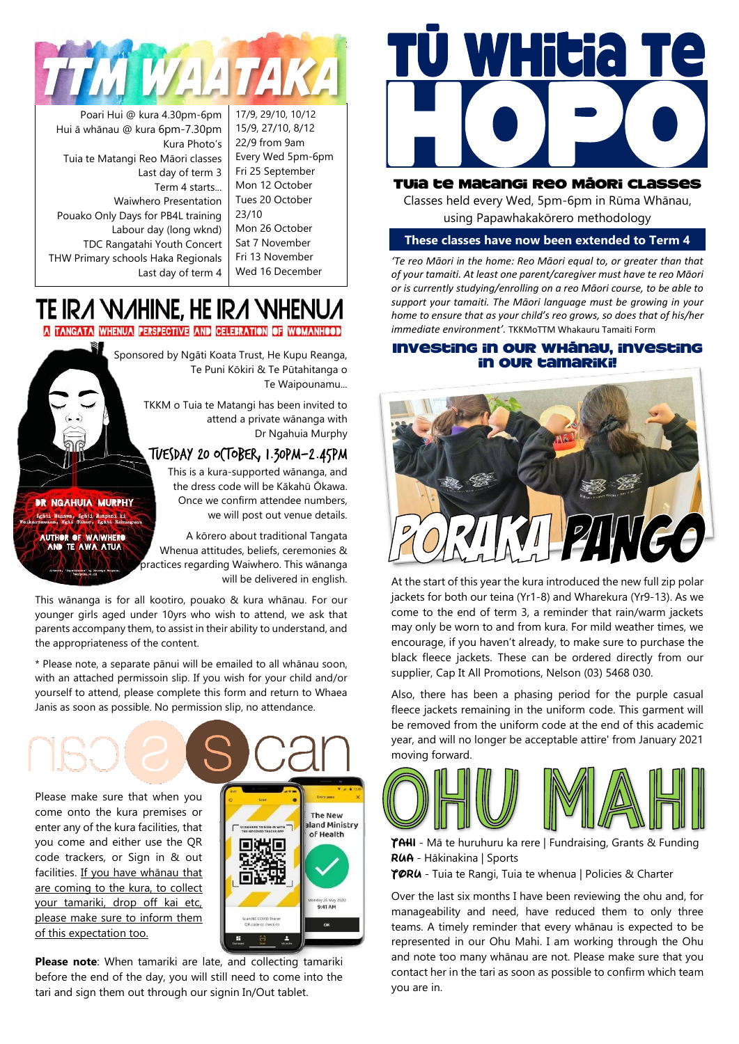# TTM WAATAKA

| | |
|---|---|
| Poari Hui @ kura 4.30pm-6pm | 17/9, 29/10, 10/12 |
| Hui ā whānau @ kura 6pm-7.30pm | 15/9, 27/10, 8/12 |
| Kura Photo's | 22/9 from 9am |
| Tuia te Matangi Reo Māori classes | Every Wed 5pm-6pm |
| Last day of term 3 | Fri 25 September |
| Term 4 starts... | Mon 12 October |
| Waiwhero Presentation | Tues 20 October |
| Pouako Only Days for PB4L training | 23/10 |
| Labour day (long wknd) | Mon 26 October |
| TDC Rangatahi Youth Concert | Sat 7 November |
| THW Primary schools Haka Regionals | Fri 13 November |
| Last day of term 4 | Wed 16 December |

# TE IRA WAHINE, HE IRA WHENUA

**A TANGATA WHENUA PERSPECTIVE AND CELEBRATION OF WOMANHOOD**

Sponsored by Ngāti Koata Trust, He Kupu Reanga, Te Puni Kōkiri & Te Pūtahitanga o Te Waipounamu...

TKKM o Tuia te Matangi has been invited to attend a private wānanga with Dr Ngahuia Murphy

DR NGAHUIA MURPHY
Ngāti Manawa, Ngāti Ruapani ki Waikaremoana, Ngāti Kahungunu
AUTHOR OF WAIWHERO AND TE AWA ATUA

## TUESDAY 20 OCTOBER, 1.30PM–2.45PM

This is a kura-supported wānanga, and the dress code will be Kākahū Ōkawa. Once we confirm attendee numbers, we will post out venue details.

A kōrero about traditional Tangata Whenua attitudes, beliefs, ceremonies & practices regarding Waiwhero. This wānanga will be delivered in english.

This wānanga is for all kootiro, pouako & kura whānau. For our younger girls aged under 10yrs who wish to attend, we ask that parents accompany them, to assist in their ability to understand, and the appropriateness of the content.

* Please note, a separate pānui will be emailed to all whānau soon, with an attached permissoin slip. If you wish for your child and/or yourself to attend, please complete this form and return to Whaea Janis as soon as possible. No permission slip, no attendance.

# nsc 2 scan

Please make sure that when you come onto the kura premises or enter any of the kura facilities, that you come and either use the QR code trackers, or Sign in & out facilities. If you have whanau that are coming to the kura, to collect your tamariki, drop off kai etc, please make sure to inform them of this expectation too.

**Please note**: When tamariki are late, and collecting tamariki before the end of the day, you will still need to come into the tari and sign them out through our signin In/Out tablet.

# TŪ WHITIA TE HOPO

## TUIA TE MATANGI REO MĀORI CLASSES

Classes held every Wed, 5pm-6pm in Rūma Whānau, using Papawhakakōrero methodology

**These classes have now been extended to Term 4**

*'Te reo Māori in the home: Reo Māori equal to, or greater than that of your tamaiti. At least one parent/caregiver must have te reo Māori or is currently studying/enrolling on a reo Māori course, to be able to support your tamaiti. The Māori language must be growing in your home to ensure that as your child's reo grows, so does that of his/her immediate environment'.* TKKMoTTM Whakauru Tamaiti Form

## INVESTING IN OUR WHĀNAU, INVESTING IN OUR TAMARIKI!

# PORAKA PANGO

At the start of this year the kura introduced the new full zip polar jackets for both our teina (Yr1-8) and Wharekura (Yr9-13). As we come to the end of term 3, a reminder that rain/warm jackets may only be worn to and from kura. For mild weather times, we encourage, if you haven't already, to make sure to purchase the black fleece jackets. These can be ordered directly from our supplier, Cap It All Promotions, Nelson (03) 5468 030.

Also, there has been a phasing period for the purple casual fleece jackets remaining in the uniform code. This garment will be removed from the uniform code at the end of this academic year, and will no longer be acceptable attire' from January 2021 moving forward.

# OHU MAHI

**TAHI** - Mā te huruhuru ka rere | Fundraising, Grants & Funding
**RUA** - Hākinakina | Sports
**TORU** - Tuia te Rangi, Tuia te whenua | Policies & Charter

Over the last six months I have been reviewing the ohu and, for manageability and need, have reduced them to only three teams. A timely reminder that every whānau is expected to be represented in our Ohu Mahi. I am working through the Ohu and note too many whānau are not. Please make sure that you contact her in the tari as soon as possible to confirm which team you are in.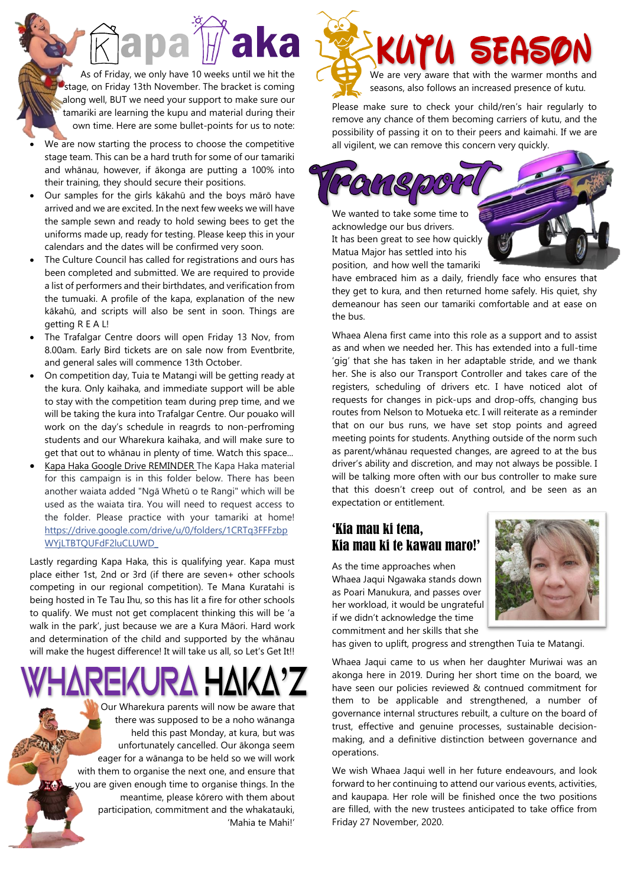# Kapa Haka

As of Friday, we only have 10 weeks until we hit the stage, on Friday 13th November. The bracket is coming along well, BUT we need your support to make sure our tamariki are learning the kupu and material during their own time. Here are some bullet-points for us to note:

- We are now starting the process to choose the competitive stage team. This can be a hard truth for some of our tamariki and whānau, however, if ākonga are putting a 100% into their training, they should secure their positions.
- Our samples for the girls kākahū and the boys mārō have arrived and we are excited. In the next few weeks we will have the sample sewn and ready to hold sewing bees to get the uniforms made up, ready for testing. Please keep this in your calendars and the dates will be confirmed very soon.
- The Culture Council has called for registrations and ours has been completed and submitted. We are required to provide a list of performers and their birthdates, and verification from the tumuaki. A profile of the kapa, explanation of the new kākahū, and scripts will also be sent in soon. Things are getting R E A L!
- The Trafalgar Centre doors will open Friday 13 Nov, from 8.00am. Early Bird tickets are on sale now from Eventbrite, and general sales will commence 13th October.
- On competition day, Tuia te Matangi will be getting ready at the kura. Only kaihaka, and immediate support will be able to stay with the competition team during prep time, and we will be taking the kura into Trafalgar Centre. Our pouako will work on the day's schedule in reagrds to non-perfroming students and our Wharekura kaihaka, and will make sure to get that out to whānau in plenty of time. Watch this space...
- Kapa Haka Google Drive REMINDER The Kapa Haka material for this campaign is in this folder below. There has been another waiata added "Ngā Whetū o te Rangi" which will be used as the waiata tira. You will need to request access to the folder. Please practice with your tamariki at home! https://drive.google.com/drive/u/0/folders/1CRTq3FFFzbpWYjLTBTQUFdF2luCLUWD_

Lastly regarding Kapa Haka, this is qualifying year. Kapa must place either 1st, 2nd or 3rd (if there are seven+ other schools competing in our regional competition). Te Mana Kuratahi is being hosted in Te Tau Ihu, so this has lit a fire for other schools to qualify. We must not get complacent thinking this will be 'a walk in the park', just because we are a Kura Māori. Hard work and determination of the child and supported by the whānau will make the hugest difference! It will take us all, so Let's Get It!!

# Wharekura Haka'z

Our Wharekura parents will now be aware that there was supposed to be a noho wānanga held this past Monday, at kura, but was unfortunately cancelled. Our ākonga seem eager for a wānanga to be held so we will work with them to organise the next one, and ensure that you are given enough time to organise things. In the meantime, please kōrero with them about participation, commitment and the whakatauki, 'Mahia te Mahi!'

# Kutu Season

We are very aware that with the warmer months and seasons, also follows an increased presence of kutu.

Please make sure to check your child/ren's hair regularly to remove any chance of them becoming carriers of kutu, and the possibility of passing it on to their peers and kaimahi. If we are all vigilent, we can remove this concern very quickly.

# Transport

We wanted to take some time to acknowledge our bus drivers.
It has been great to see how quickly Matua Major has settled into his position, and how well the tamariki have embraced him as a daily, friendly face who ensures that they get to kura, and then returned home safely. His quiet, shy demeanour has seen our tamariki comfortable and at ease on the bus.

Whaea Alena first came into this role as a support and to assist as and when we needed her. This has extended into a full-time 'gig' that she has taken in her adaptable stride, and we thank her. She is also our Transport Controller and takes care of the registers, scheduling of drivers etc. I have noticed alot of requests for changes in pick-ups and drop-offs, changing bus routes from Nelson to Motueka etc. I will reiterate as a reminder that on our bus runs, we have set stop points and agreed meeting points for students. Anything outside of the norm such as parent/whānau requested changes, are agreed to at the bus driver's ability and discretion, and may not always be possible. I will be talking more often with our bus controller to make sure that this doesn't creep out of control, and be seen as an expectation or entitlement.

## 'Kia mau ki tena, Kia mau ki te kawau maro!'

As the time approaches when Whaea Jaqui Ngawaka stands down as Poari Manukura, and passes over her workload, it would be ungrateful if we didn't acknowledge the time commitment and her skills that she has given to uplift, progress and strengthen Tuia te Matangi.

Whaea Jaqui came to us when her daughter Muriwai was an akonga here in 2019. During her short time on the board, we have seen our policies reviewed & contnued commitment for them to be applicable and strengthened, a number of governance internal structures rebuilt, a culture on the board of trust, effective and genuine processes, sustainable decision-making, and a definitive distinction between governance and operations.

We wish Whaea Jaqui well in her future endeavours, and look forward to her continuing to attend our various events, activities, and kaupapa. Her role will be finished once the two positions are filled, with the new trustees anticipated to take office from Friday 27 November, 2020.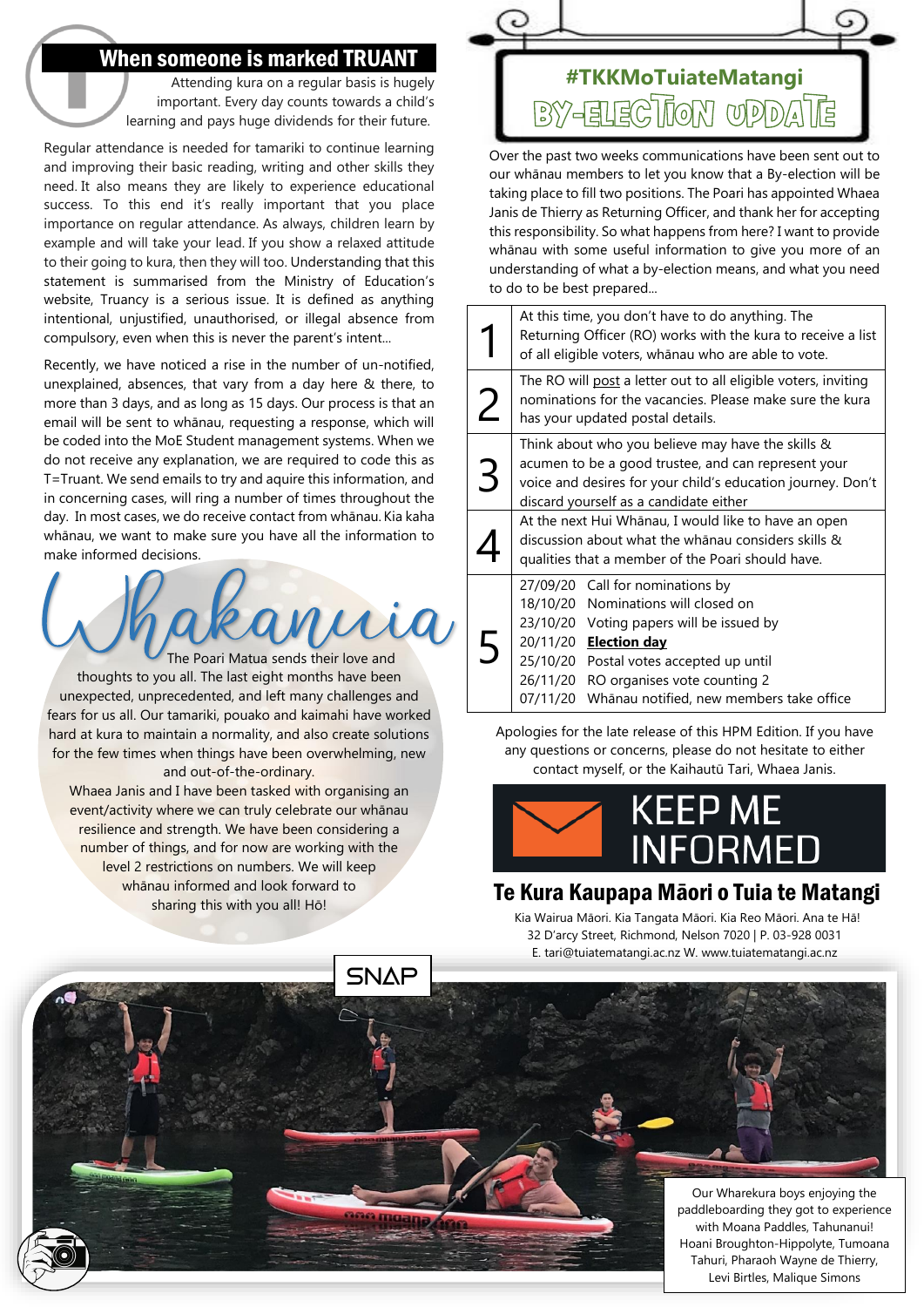## When someone is marked TRUANT

Attending kura on a regular basis is hugely important. Every day counts towards a child's learning and pays huge dividends for their future.

Regular attendance is needed for tamariki to continue learning and improving their basic reading, writing and other skills they need. It also means they are likely to experience educational success. To this end it's really important that you place importance on regular attendance. As always, children learn by example and will take your lead. If you show a relaxed attitude to their going to kura, then they will too. Understanding that this statement is summarised from the Ministry of Education's website, Truancy is a serious issue. It is defined as anything intentional, unjustified, unauthorised, or illegal absence from compulsory, even when this is never the parent's intent...

Recently, we have noticed a rise in the number of un-notified, unexplained, absences, that vary from a day here & there, to more than 3 days, and as long as 15 days. Our process is that an email will be sent to whānau, requesting a response, which will be coded into the MoE Student management systems. When we do not receive any explanation, we are required to code this as T=Truant. We send emails to try and aquire this information, and in concerning cases, will ring a number of times throughout the day. In most cases, we do receive contact from whānau. Kia kaha whānau, we want to make sure you have all the information to make informed decisions.

## Whakanuia

The Poari Matua sends their love and thoughts to you all. The last eight months have been unexpected, unprecedented, and left many challenges and fears for us all. Our tamariki, pouako and kaimahi have worked hard at kura to maintain a normality, and also create solutions for the few times when things have been overwhelming, new and out-of-the-ordinary.

Whaea Janis and I have been tasked with organising an event/activity where we can truly celebrate our whānau resilience and strength. We have been considering a number of things, and for now are working with the level 2 restrictions on numbers. We will keep whānau informed and look forward to sharing this with you all! Hō!

## #TKKMoTuiateMatangi
## BY-ELECTION UPDATE

Over the past two weeks communications have been sent out to our whānau members to let you know that a By-election will be taking place to fill two positions. The Poari has appointed Whaea Janis de Thierry as Returning Officer, and thank her for accepting this responsibility. So what happens from here? I want to provide whānau with some useful information to give you more of an understanding of what a by-election means, and what you need to do to be best prepared...

| | |
|---|---|
| 1 | At this time, you don't have to do anything. The Returning Officer (RO) works with the kura to receive a list of all eligible voters, whānau who are able to vote. |
| 2 | The RO will post a letter out to all eligible voters, inviting nominations for the vacancies. Please make sure the kura has your updated postal details. |
| 3 | Think about who you believe may have the skills & acumen to be a good trustee, and can represent your voice and desires for your child's education journey. Don't discard yourself as a candidate either |
| 4 | At the next Hui Whānau, I would like to have an open discussion about what the whānau considers skills & qualities that a member of the Poari should have. |
| 5 | 27/09/20 Call for nominations by<br>18/10/20 Nominations will closed on<br>23/10/20 Voting papers will be issued by<br>20/11/20 **Election day**<br>25/10/20 Postal votes accepted up until<br>26/11/20 RO organises vote counting 2<br>07/11/20 Whānau notified, new members take office |

Apologies for the late release of this HPM Edition. If you have any questions or concerns, please do not hesitate to either contact myself, or the Kaihautū Tari, Whaea Janis.

## KEEP ME INFORMED

## Te Kura Kaupapa Māori o Tuia te Matangi

Kia Wairua Māori. Kia Tangata Māori. Kia Reo Māori. Ana te Hā!
32 D'arcy Street, Richmond, Nelson 7020 | P. 03-928 0031
E. tari@tuiatematangi.ac.nz W. www.tuiatematangi.ac.nz

## SNAP

Our Wharekura boys enjoying the paddleboarding they got to experience with Moana Paddles, Tahunanui! Hoani Broughton-Hippolyte, Tumoana Tahuri, Pharaoh Wayne de Thierry, Levi Birtles, Malique Simons